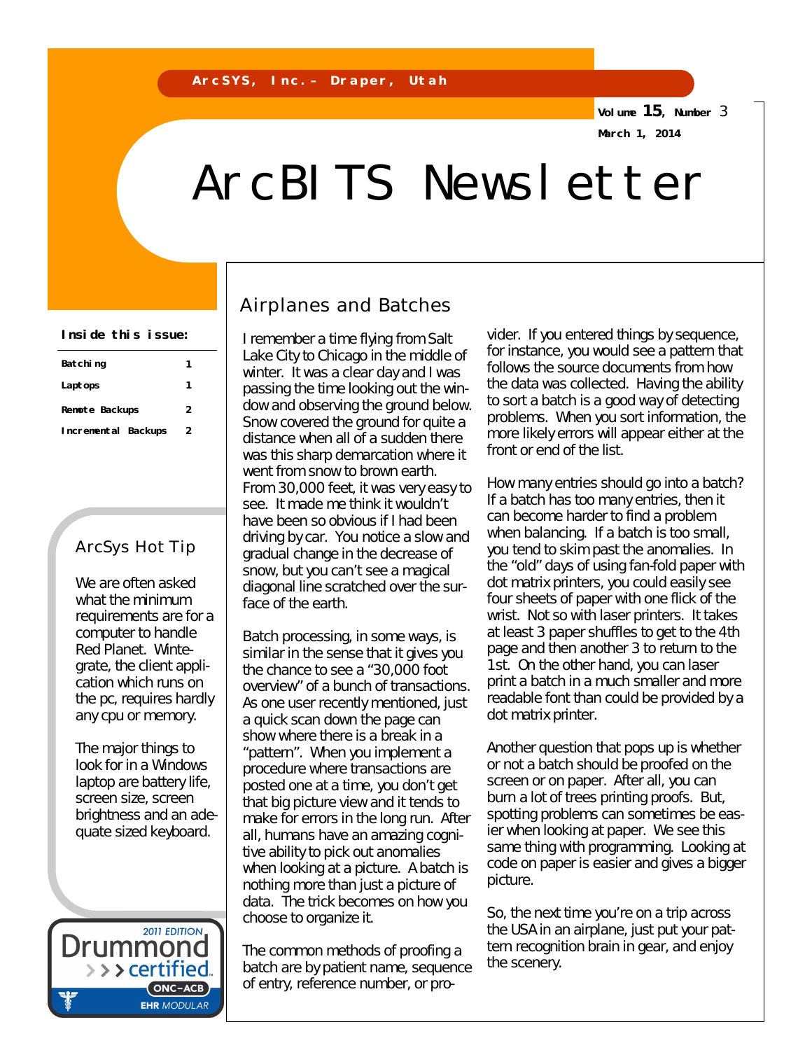ArcSYS, Inc.– Draper, Utah

Volume 15, Number 3

March 1, 2014

# ArcBITS Newsletter

**Inside this issue:**

| | |
|---|---|
| Batching | 1 |
| Laptops | 1 |
| Remote Backups | 2 |
| Incremental Backups | 2 |

## ArcSys Hot Tip

We are often asked what the minimum requirements are for a computer to handle Red Planet. Wintegrate, the client application which runs on the pc, requires hardly any cpu or memory.

The major things to look for in a Windows laptop are battery life, screen size, screen brightness and an adequate sized keyboard.

2011 EDITION Drummond certified ONC–ACB EHR MODULAR

## Airplanes and Batches

I remember a time flying from Salt Lake City to Chicago in the middle of winter. It was a clear day and I was passing the time looking out the window and observing the ground below. Snow covered the ground for quite a distance when all of a sudden there was this sharp demarcation where it went from snow to brown earth. From 30,000 feet, it was very easy to see. It made me think it wouldn't have been so obvious if I had been driving by car. You notice a slow and gradual change in the decrease of snow, but you can't see a magical diagonal line scratched over the surface of the earth.

Batch processing, in some ways, is similar in the sense that it gives you the chance to see a "30,000 foot overview" of a bunch of transactions. As one user recently mentioned, just a quick scan down the page can show where there is a break in a "pattern". When you implement a procedure where transactions are posted one at a time, you don't get that big picture view and it tends to make for errors in the long run. After all, humans have an amazing cognitive ability to pick out anomalies when looking at a picture. A batch is nothing more than just a picture of data. The trick becomes on how you choose to organize it.

The common methods of proofing a batch are by patient name, sequence of entry, reference number, or provider. If you entered things by sequence, for instance, you would see a pattern that follows the source documents from how the data was collected. Having the ability to sort a batch is a good way of detecting problems. When you sort information, the more likely errors will appear either at the front or end of the list.

How many entries should go into a batch? If a batch has too many entries, then it can become harder to find a problem when balancing. If a batch is too small, you tend to skim past the anomalies. In the "old" days of using fan-fold paper with dot matrix printers, you could easily see four sheets of paper with one flick of the wrist. Not so with laser printers. It takes at least 3 paper shuffles to get to the 4th page and then another 3 to return to the 1st. On the other hand, you can laser print a batch in a much smaller and more readable font than could be provided by a dot matrix printer.

Another question that pops up is whether or not a batch should be proofed on the screen or on paper. After all, you can burn a lot of trees printing proofs. But, spotting problems can sometimes be easier when looking at paper. We see this same thing with programming. Looking at code on paper is easier and gives a bigger picture.

So, the next time you're on a trip across the USA in an airplane, just put your pattern recognition brain in gear, and enjoy the scenery.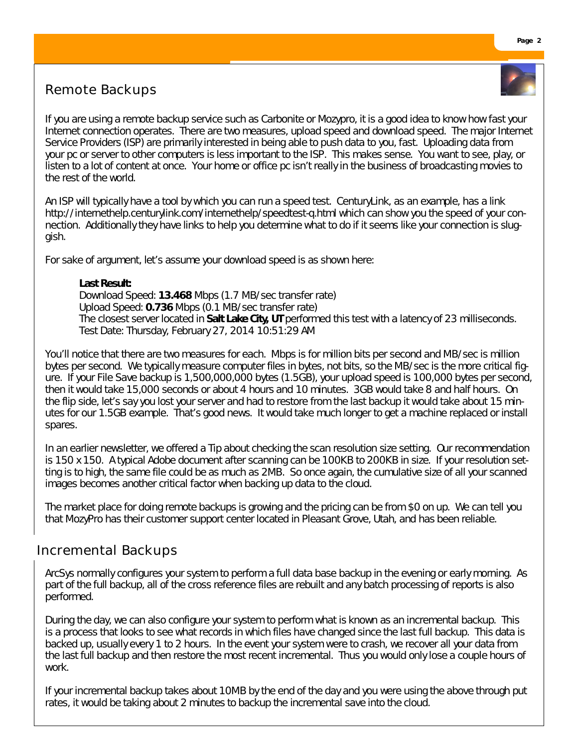## Remote Backups

If you are using a remote backup service such as Carbonite or Mozypro, it is a good idea to know how fast your Internet connection operates. There are two measures, upload speed and download speed. The major Internet Service Providers (ISP) are primarily interested in being able to push data to you, fast. Uploading data from your pc or server to other computers is less important to the ISP. This makes sense. You want to see, play, or listen to a lot of content at once. Your home or office pc isn't really in the business of broadcasting movies to the rest of the world.

An ISP will typically have a tool by which you can run a speed test. CenturyLink, as an example, has a link http://internethelp.centurylink.com/internethelp/speedtest-q.html which can show you the speed of your connection. Additionally they have links to help you determine what to do if it seems like your connection is sluggish.

For sake of argument, let's assume your download speed is as shown here:

> **Last Result:**
> Download Speed: **13.468** Mbps (1.7 MB/sec transfer rate)
> Upload Speed: **0.736** Mbps (0.1 MB/sec transfer rate)
> The closest server located in **Salt Lake City, UT** performed this test with a latency of 23 milliseconds.
> Test Date: Thursday, February 27, 2014 10:51:29 AM

You'll notice that there are two measures for each. Mbps is for million bits per second and MB/sec is million bytes per second. We typically measure computer files in bytes, not bits, so the MB/sec is the more critical figure. If your File Save backup is 1,500,000,000 bytes (1.5GB), your upload speed is 100,000 bytes per second, then it would take 15,000 seconds or about 4 hours and 10 minutes. 3GB would take 8 and half hours. On the flip side, let's say you lost your server and had to restore from the last backup it would take about 15 minutes for our 1.5GB example. That's good news. It would take much longer to get a machine replaced or install spares.

In an earlier newsletter, we offered a Tip about checking the scan resolution size setting. Our recommendation is 150 x 150. A typical Adobe document after scanning can be 100KB to 200KB in size. If your resolution setting is to high, the same file could be as much as 2MB. So once again, the cumulative size of all your scanned images becomes another critical factor when backing up data to the cloud.

The market place for doing remote backups is growing and the pricing can be from $0 on up. We can tell you that MozyPro has their customer support center located in Pleasant Grove, Utah, and has been reliable.

## Incremental Backups

ArcSys normally configures your system to perform a full data base backup in the evening or early morning. As part of the full backup, all of the cross reference files are rebuilt and any batch processing of reports is also performed.

During the day, we can also configure your system to perform what is known as an incremental backup. This is a process that looks to see what records in which files have changed since the last full backup. This data is backed up, usually every 1 to 2 hours. In the event your system were to crash, we recover all your data from the last full backup and then restore the most recent incremental. Thus you would only lose a couple hours of work.

If your incremental backup takes about 10MB by the end of the day and you were using the above through put rates, it would be taking about 2 minutes to backup the incremental save into the cloud.